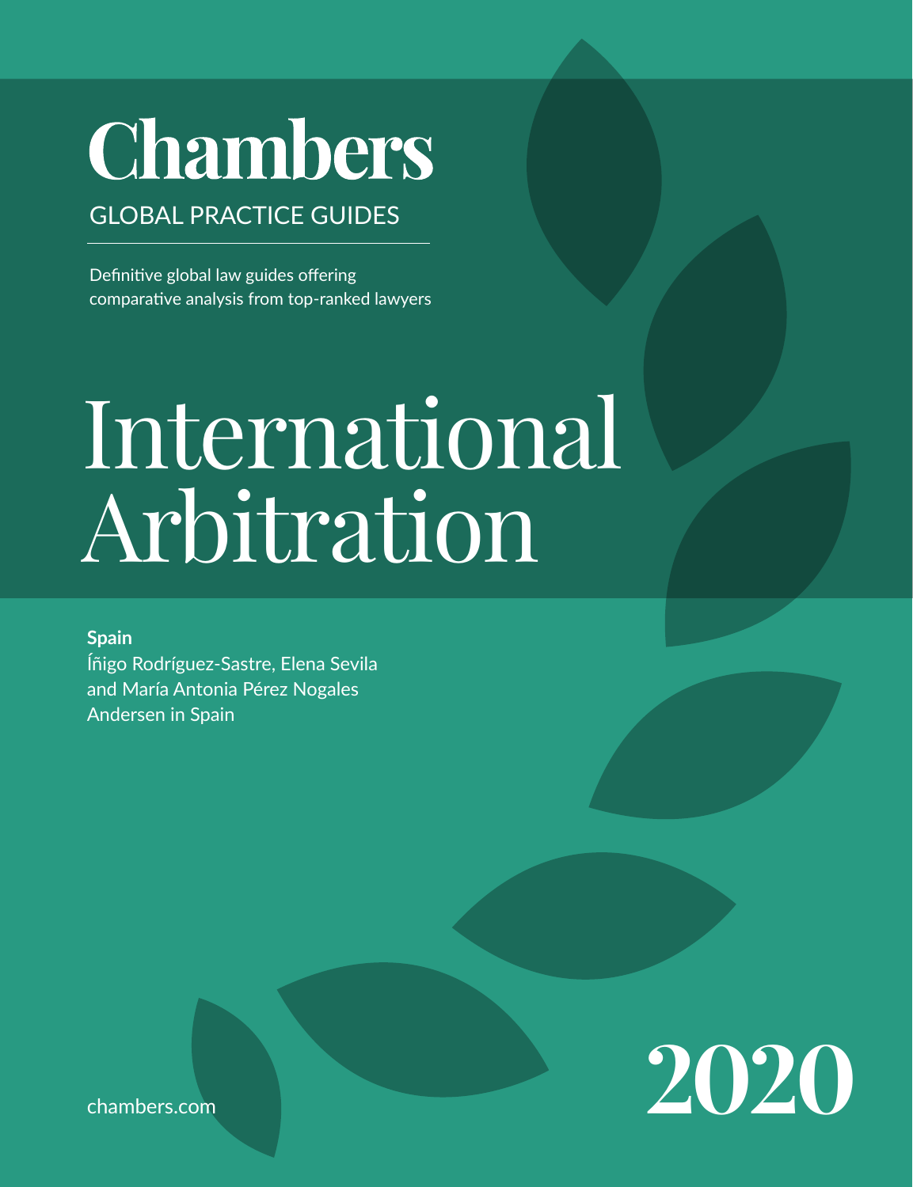# Chambers

GLOBAL PRACTICE GUIDES

Definitive global law guides offering comparative analysis from top-ranked lawyers

# International Arbitration

**Spain**

Íñigo Rodríguez-Sastre, Elena Sevila and María Antonia Pérez Nogales
Andersen in Spain

chambers.com

**2020**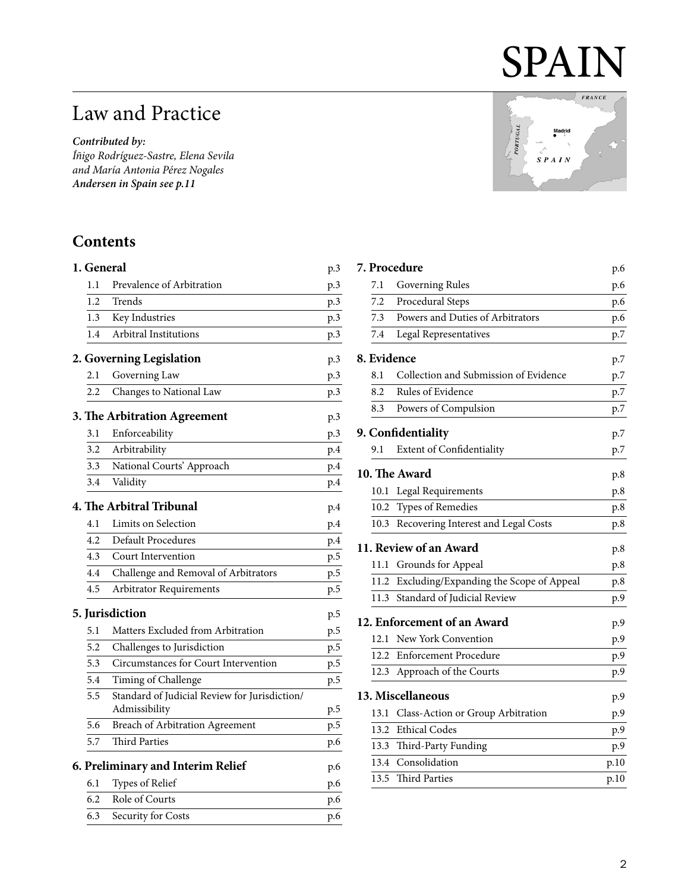# SPAIN

## Law and Practice

***Contributed by:***
*Iñigo Rodríguez-Sastre, Elena Sevila and María Antonia Pérez Nogales*
***Andersen in Spain see p.11***

## Contents

**1. General** p.3
- 1.1 Prevalence of Arbitration p.3
- 1.2 Trends p.3
- 1.3 Key Industries p.3
- 1.4 Arbitral Institutions p.3

**2. Governing Legislation** p.3
- 2.1 Governing Law p.3
- 2.2 Changes to National Law p.3

**3. The Arbitration Agreement** p.3
- 3.1 Enforceability p.3
- 3.2 Arbitrability p.4
- 3.3 National Courts' Approach p.4
- 3.4 Validity p.4

**4. The Arbitral Tribunal** p.4
- 4.1 Limits on Selection p.4
- 4.2 Default Procedures p.4
- 4.3 Court Intervention p.5
- 4.4 Challenge and Removal of Arbitrators p.5
- 4.5 Arbitrator Requirements p.5

**5. Jurisdiction** p.5
- 5.1 Matters Excluded from Arbitration p.5
- 5.2 Challenges to Jurisdiction p.5
- 5.3 Circumstances for Court Intervention p.5
- 5.4 Timing of Challenge p.5
- 5.5 Standard of Judicial Review for Jurisdiction/Admissibility p.5
- 5.6 Breach of Arbitration Agreement p.5
- 5.7 Third Parties p.6

**6. Preliminary and Interim Relief** p.6
- 6.1 Types of Relief p.6
- 6.2 Role of Courts p.6
- 6.3 Security for Costs p.6

**7. Procedure** p.6
- 7.1 Governing Rules p.6
- 7.2 Procedural Steps p.6
- 7.3 Powers and Duties of Arbitrators p.6
- 7.4 Legal Representatives p.7

**8. Evidence** p.7
- 8.1 Collection and Submission of Evidence p.7
- 8.2 Rules of Evidence p.7
- 8.3 Powers of Compulsion p.7

**9. Confidentiality** p.7
- 9.1 Extent of Confidentiality p.7

**10. The Award** p.8
- 10.1 Legal Requirements p.8
- 10.2 Types of Remedies p.8
- 10.3 Recovering Interest and Legal Costs p.8

**11. Review of an Award** p.8
- 11.1 Grounds for Appeal p.8
- 11.2 Excluding/Expanding the Scope of Appeal p.8
- 11.3 Standard of Judicial Review p.9

**12. Enforcement of an Award** p.9
- 12.1 New York Convention p.9
- 12.2 Enforcement Procedure p.9
- 12.3 Approach of the Courts p.9

**13. Miscellaneous** p.9
- 13.1 Class-Action or Group Arbitration p.9
- 13.2 Ethical Codes p.9
- 13.3 Third-Party Funding p.9
- 13.4 Consolidation p.10
- 13.5 Third Parties p.10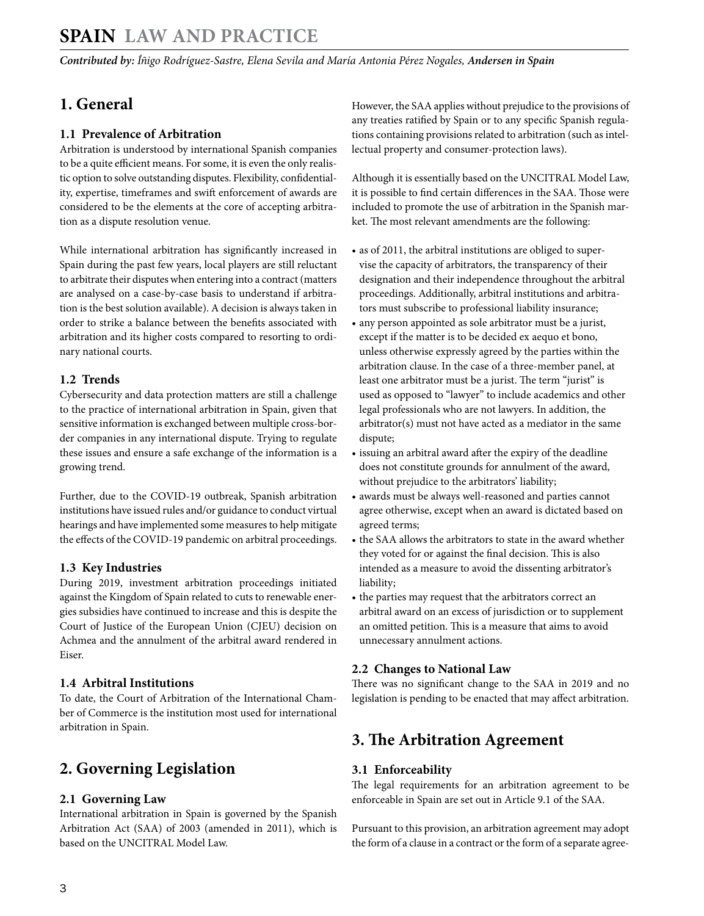# SPAIN LAW AND PRACTICE

***Contributed by:** Íñigo Rodríguez-Sastre, Elena Sevila and María Antonia Pérez Nogales, **Andersen in Spain***

## 1. General

### 1.1 Prevalence of Arbitration

Arbitration is understood by international Spanish companies to be a quite efficient means. For some, it is even the only realistic option to solve outstanding disputes. Flexibility, confidentiality, expertise, timeframes and swift enforcement of awards are considered to be the elements at the core of accepting arbitration as a dispute resolution venue.

While international arbitration has significantly increased in Spain during the past few years, local players are still reluctant to arbitrate their disputes when entering into a contract (matters are analysed on a case-by-case basis to understand if arbitration is the best solution available). A decision is always taken in order to strike a balance between the benefits associated with arbitration and its higher costs compared to resorting to ordinary national courts.

### 1.2 Trends

Cybersecurity and data protection matters are still a challenge to the practice of international arbitration in Spain, given that sensitive information is exchanged between multiple cross-border companies in any international dispute. Trying to regulate these issues and ensure a safe exchange of the information is a growing trend.

Further, due to the COVID-19 outbreak, Spanish arbitration institutions have issued rules and/or guidance to conduct virtual hearings and have implemented some measures to help mitigate the effects of the COVID-19 pandemic on arbitral proceedings.

### 1.3 Key Industries

During 2019, investment arbitration proceedings initiated against the Kingdom of Spain related to cuts to renewable energies subsidies have continued to increase and this is despite the Court of Justice of the European Union (CJEU) decision on Achmea and the annulment of the arbitral award rendered in Eiser.

### 1.4 Arbitral Institutions

To date, the Court of Arbitration of the International Chamber of Commerce is the institution most used for international arbitration in Spain.

## 2. Governing Legislation

### 2.1 Governing Law

International arbitration in Spain is governed by the Spanish Arbitration Act (SAA) of 2003 (amended in 2011), which is based on the UNCITRAL Model Law.

However, the SAA applies without prejudice to the provisions of any treaties ratified by Spain or to any specific Spanish regulations containing provisions related to arbitration (such as intellectual property and consumer-protection laws).

Although it is essentially based on the UNCITRAL Model Law, it is possible to find certain differences in the SAA. Those were included to promote the use of arbitration in the Spanish market. The most relevant amendments are the following:

- as of 2011, the arbitral institutions are obliged to supervise the capacity of arbitrators, the transparency of their designation and their independence throughout the arbitral proceedings. Additionally, arbitral institutions and arbitrators must subscribe to professional liability insurance;
- any person appointed as sole arbitrator must be a jurist, except if the matter is to be decided ex aequo et bono, unless otherwise expressly agreed by the parties within the arbitration clause. In the case of a three-member panel, at least one arbitrator must be a jurist. The term "jurist" is used as opposed to "lawyer" to include academics and other legal professionals who are not lawyers. In addition, the arbitrator(s) must not have acted as a mediator in the same dispute;
- issuing an arbitral award after the expiry of the deadline does not constitute grounds for annulment of the award, without prejudice to the arbitrators' liability;
- awards must be always well-reasoned and parties cannot agree otherwise, except when an award is dictated based on agreed terms;
- the SAA allows the arbitrators to state in the award whether they voted for or against the final decision. This is also intended as a measure to avoid the dissenting arbitrator's liability;
- the parties may request that the arbitrators correct an arbitral award on an excess of jurisdiction or to supplement an omitted petition. This is a measure that aims to avoid unnecessary annulment actions.

### 2.2 Changes to National Law

There was no significant change to the SAA in 2019 and no legislation is pending to be enacted that may affect arbitration.

## 3. The Arbitration Agreement

### 3.1 Enforceability

The legal requirements for an arbitration agreement to be enforceable in Spain are set out in Article 9.1 of the SAA.

Pursuant to this provision, an arbitration agreement may adopt the form of a clause in a contract or the form of a separate agree-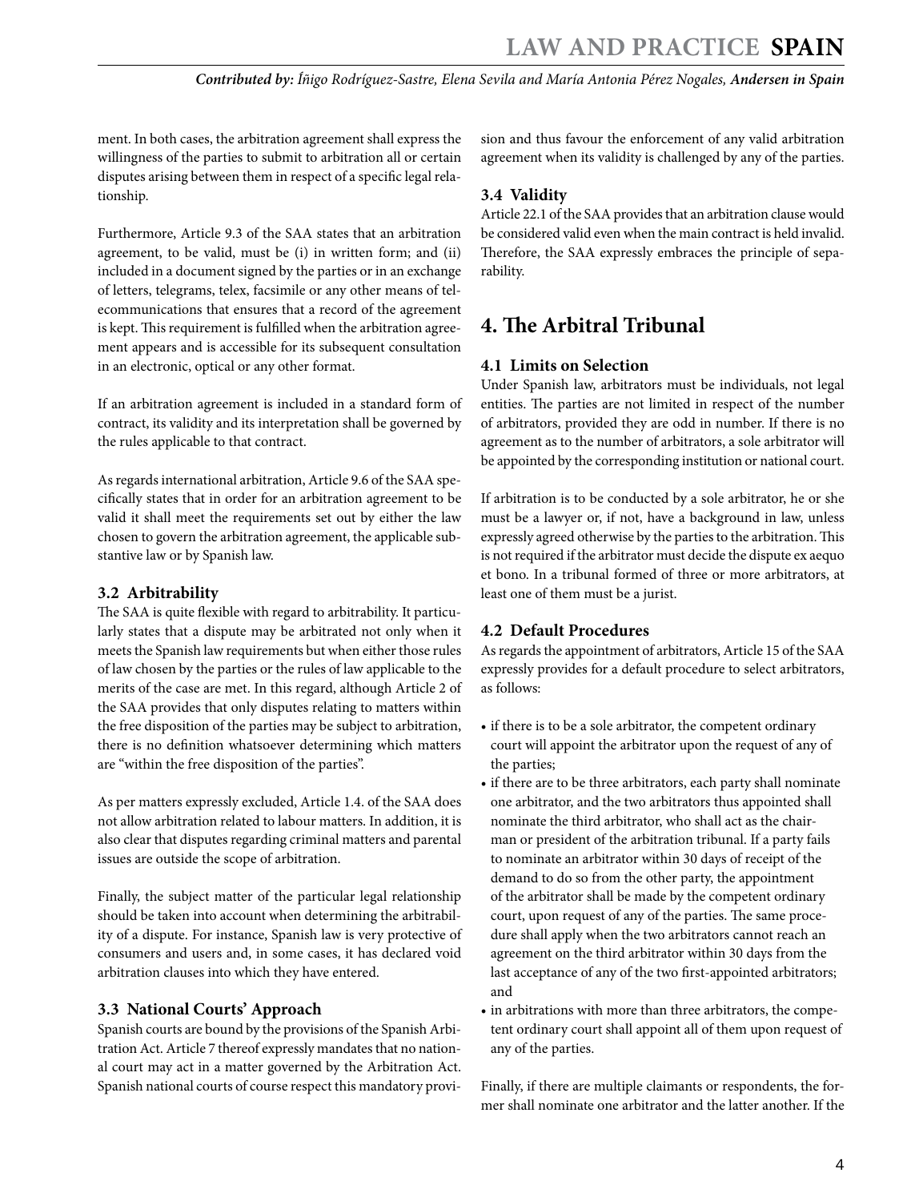ment. In both cases, the arbitration agreement shall express the willingness of the parties to submit to arbitration all or certain disputes arising between them in respect of a specific legal relationship.

Furthermore, Article 9.3 of the SAA states that an arbitration agreement, to be valid, must be (i) in written form; and (ii) included in a document signed by the parties or in an exchange of letters, telegrams, telex, facsimile or any other means of telecommunications that ensures that a record of the agreement is kept. This requirement is fulfilled when the arbitration agreement appears and is accessible for its subsequent consultation in an electronic, optical or any other format.

If an arbitration agreement is included in a standard form of contract, its validity and its interpretation shall be governed by the rules applicable to that contract.

As regards international arbitration, Article 9.6 of the SAA specifically states that in order for an arbitration agreement to be valid it shall meet the requirements set out by either the law chosen to govern the arbitration agreement, the applicable substantive law or by Spanish law.

### 3.2 Arbitrability

The SAA is quite flexible with regard to arbitrability. It particularly states that a dispute may be arbitrated not only when it meets the Spanish law requirements but when either those rules of law chosen by the parties or the rules of law applicable to the merits of the case are met. In this regard, although Article 2 of the SAA provides that only disputes relating to matters within the free disposition of the parties may be subject to arbitration, there is no definition whatsoever determining which matters are "within the free disposition of the parties".

As per matters expressly excluded, Article 1.4. of the SAA does not allow arbitration related to labour matters. In addition, it is also clear that disputes regarding criminal matters and parental issues are outside the scope of arbitration.

Finally, the subject matter of the particular legal relationship should be taken into account when determining the arbitrability of a dispute. For instance, Spanish law is very protective of consumers and users and, in some cases, it has declared void arbitration clauses into which they have entered.

### 3.3 National Courts' Approach

Spanish courts are bound by the provisions of the Spanish Arbitration Act. Article 7 thereof expressly mandates that no national court may act in a matter governed by the Arbitration Act. Spanish national courts of course respect this mandatory provision and thus favour the enforcement of any valid arbitration agreement when its validity is challenged by any of the parties.

### 3.4 Validity

Article 22.1 of the SAA provides that an arbitration clause would be considered valid even when the main contract is held invalid. Therefore, the SAA expressly embraces the principle of separability.

## 4. The Arbitral Tribunal

### 4.1 Limits on Selection

Under Spanish law, arbitrators must be individuals, not legal entities. The parties are not limited in respect of the number of arbitrators, provided they are odd in number. If there is no agreement as to the number of arbitrators, a sole arbitrator will be appointed by the corresponding institution or national court.

If arbitration is to be conducted by a sole arbitrator, he or she must be a lawyer or, if not, have a background in law, unless expressly agreed otherwise by the parties to the arbitration. This is not required if the arbitrator must decide the dispute ex aequo et bono. In a tribunal formed of three or more arbitrators, at least one of them must be a jurist.

### 4.2 Default Procedures

As regards the appointment of arbitrators, Article 15 of the SAA expressly provides for a default procedure to select arbitrators, as follows:

- if there is to be a sole arbitrator, the competent ordinary court will appoint the arbitrator upon the request of any of the parties;
- if there are to be three arbitrators, each party shall nominate one arbitrator, and the two arbitrators thus appointed shall nominate the third arbitrator, who shall act as the chairman or president of the arbitration tribunal. If a party fails to nominate an arbitrator within 30 days of receipt of the demand to do so from the other party, the appointment of the arbitrator shall be made by the competent ordinary court, upon request of any of the parties. The same procedure shall apply when the two arbitrators cannot reach an agreement on the third arbitrator within 30 days from the last acceptance of any of the two first-appointed arbitrators; and
- in arbitrations with more than three arbitrators, the competent ordinary court shall appoint all of them upon request of any of the parties.

Finally, if there are multiple claimants or respondents, the former shall nominate one arbitrator and the latter another. If the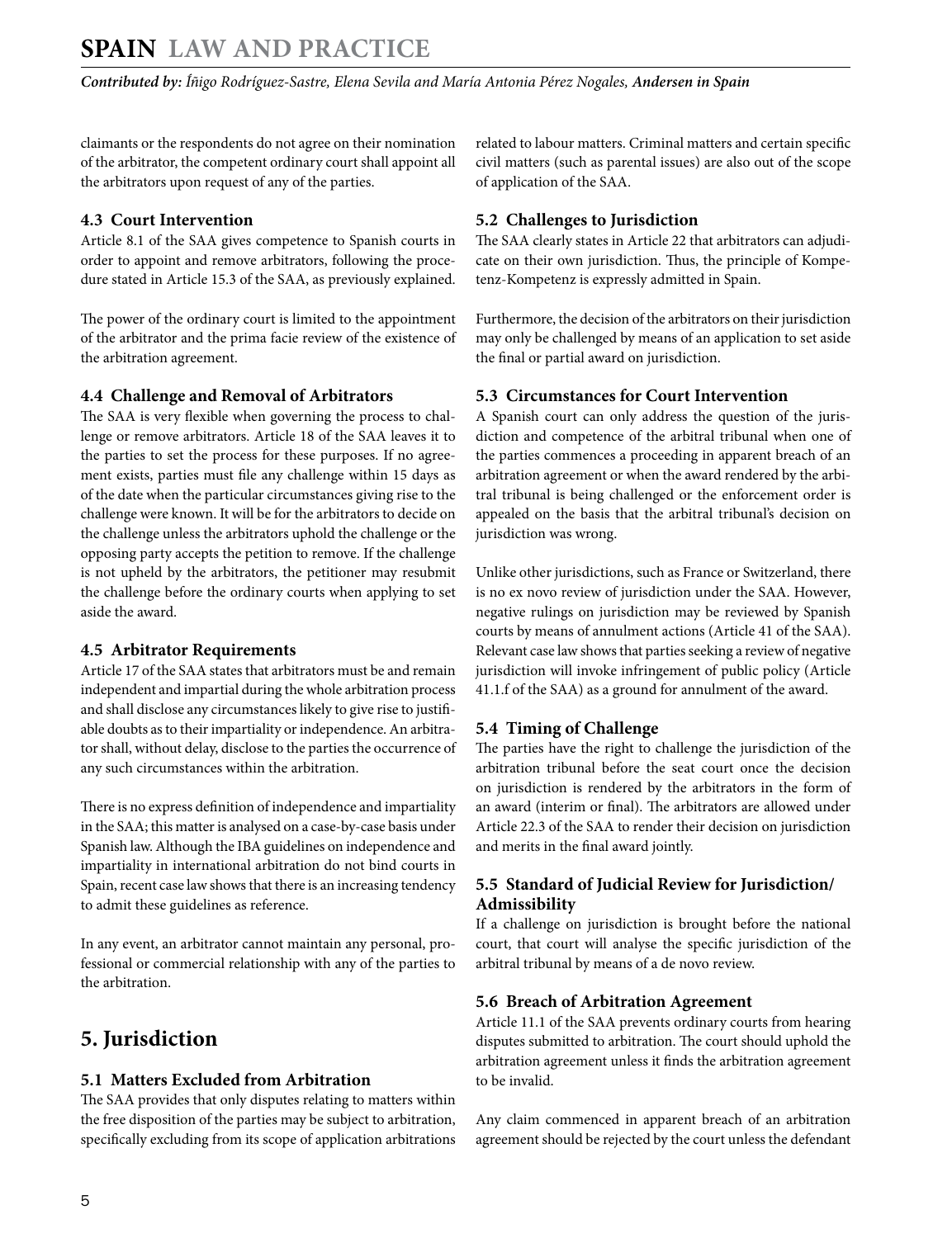claimants or the respondents do not agree on their nomination of the arbitrator, the competent ordinary court shall appoint all the arbitrators upon request of any of the parties.

### 4.3 Court Intervention

Article 8.1 of the SAA gives competence to Spanish courts in order to appoint and remove arbitrators, following the procedure stated in Article 15.3 of the SAA, as previously explained.

The power of the ordinary court is limited to the appointment of the arbitrator and the prima facie review of the existence of the arbitration agreement.

### 4.4 Challenge and Removal of Arbitrators

The SAA is very flexible when governing the process to challenge or remove arbitrators. Article 18 of the SAA leaves it to the parties to set the process for these purposes. If no agreement exists, parties must file any challenge within 15 days as of the date when the particular circumstances giving rise to the challenge were known. It will be for the arbitrators to decide on the challenge unless the arbitrators uphold the challenge or the opposing party accepts the petition to remove. If the challenge is not upheld by the arbitrators, the petitioner may resubmit the challenge before the ordinary courts when applying to set aside the award.

### 4.5 Arbitrator Requirements

Article 17 of the SAA states that arbitrators must be and remain independent and impartial during the whole arbitration process and shall disclose any circumstances likely to give rise to justifiable doubts as to their impartiality or independence. An arbitrator shall, without delay, disclose to the parties the occurrence of any such circumstances within the arbitration.

There is no express definition of independence and impartiality in the SAA; this matter is analysed on a case-by-case basis under Spanish law. Although the IBA guidelines on independence and impartiality in international arbitration do not bind courts in Spain, recent case law shows that there is an increasing tendency to admit these guidelines as reference.

In any event, an arbitrator cannot maintain any personal, professional or commercial relationship with any of the parties to the arbitration.

## 5. Jurisdiction

### 5.1 Matters Excluded from Arbitration

The SAA provides that only disputes relating to matters within the free disposition of the parties may be subject to arbitration, specifically excluding from its scope of application arbitrations related to labour matters. Criminal matters and certain specific civil matters (such as parental issues) are also out of the scope of application of the SAA.

### 5.2 Challenges to Jurisdiction

The SAA clearly states in Article 22 that arbitrators can adjudicate on their own jurisdiction. Thus, the principle of Kompetenz-Kompetenz is expressly admitted in Spain.

Furthermore, the decision of the arbitrators on their jurisdiction may only be challenged by means of an application to set aside the final or partial award on jurisdiction.

### 5.3 Circumstances for Court Intervention

A Spanish court can only address the question of the jurisdiction and competence of the arbitral tribunal when one of the parties commences a proceeding in apparent breach of an arbitration agreement or when the award rendered by the arbitral tribunal is being challenged or the enforcement order is appealed on the basis that the arbitral tribunal's decision on jurisdiction was wrong.

Unlike other jurisdictions, such as France or Switzerland, there is no ex novo review of jurisdiction under the SAA. However, negative rulings on jurisdiction may be reviewed by Spanish courts by means of annulment actions (Article 41 of the SAA). Relevant case law shows that parties seeking a review of negative jurisdiction will invoke infringement of public policy (Article 41.1.f of the SAA) as a ground for annulment of the award.

### 5.4 Timing of Challenge

The parties have the right to challenge the jurisdiction of the arbitration tribunal before the seat court once the decision on jurisdiction is rendered by the arbitrators in the form of an award (interim or final). The arbitrators are allowed under Article 22.3 of the SAA to render their decision on jurisdiction and merits in the final award jointly.

### 5.5 Standard of Judicial Review for Jurisdiction/ Admissibility

If a challenge on jurisdiction is brought before the national court, that court will analyse the specific jurisdiction of the arbitral tribunal by means of a de novo review.

### 5.6 Breach of Arbitration Agreement

Article 11.1 of the SAA prevents ordinary courts from hearing disputes submitted to arbitration. The court should uphold the arbitration agreement unless it finds the arbitration agreement to be invalid.

Any claim commenced in apparent breach of an arbitration agreement should be rejected by the court unless the defendant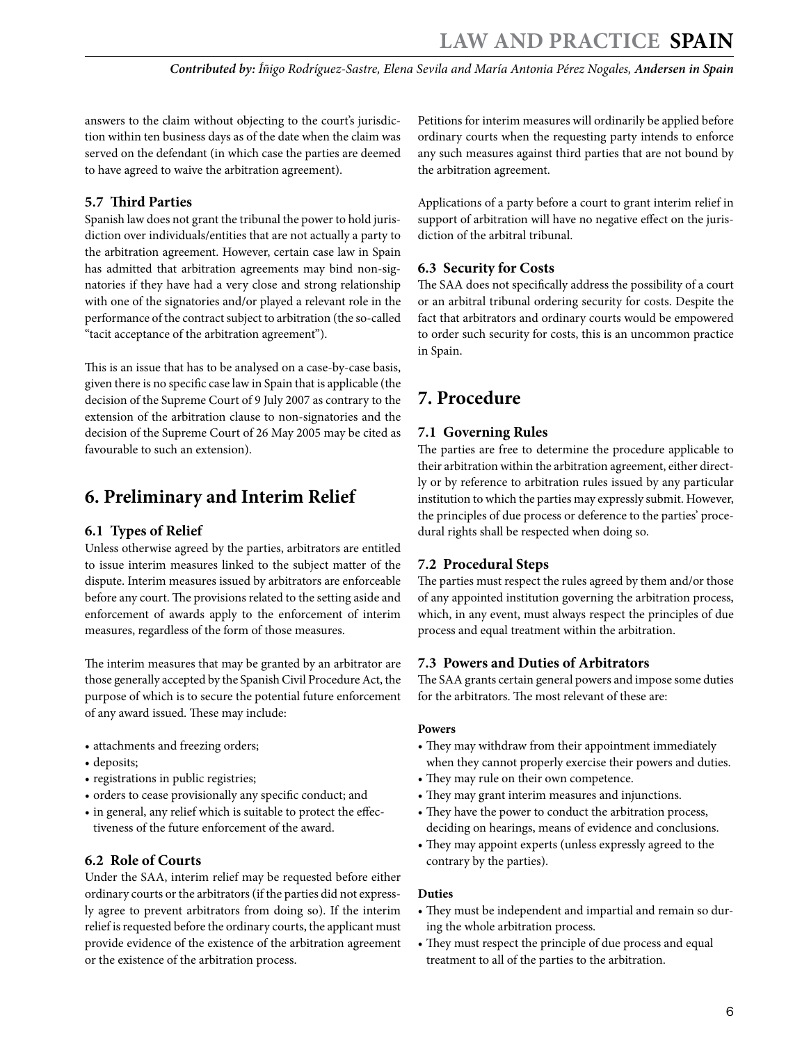answers to the claim without objecting to the court's jurisdiction within ten business days as of the date when the claim was served on the defendant (in which case the parties are deemed to have agreed to waive the arbitration agreement).

### 5.7 Third Parties

Spanish law does not grant the tribunal the power to hold jurisdiction over individuals/entities that are not actually a party to the arbitration agreement. However, certain case law in Spain has admitted that arbitration agreements may bind non-signatories if they have had a very close and strong relationship with one of the signatories and/or played a relevant role in the performance of the contract subject to arbitration (the so-called "tacit acceptance of the arbitration agreement").

This is an issue that has to be analysed on a case-by-case basis, given there is no specific case law in Spain that is applicable (the decision of the Supreme Court of 9 July 2007 as contrary to the extension of the arbitration clause to non-signatories and the decision of the Supreme Court of 26 May 2005 may be cited as favourable to such an extension).

## 6. Preliminary and Interim Relief

### 6.1 Types of Relief

Unless otherwise agreed by the parties, arbitrators are entitled to issue interim measures linked to the subject matter of the dispute. Interim measures issued by arbitrators are enforceable before any court. The provisions related to the setting aside and enforcement of awards apply to the enforcement of interim measures, regardless of the form of those measures.

The interim measures that may be granted by an arbitrator are those generally accepted by the Spanish Civil Procedure Act, the purpose of which is to secure the potential future enforcement of any award issued. These may include:

- attachments and freezing orders;
- deposits;
- registrations in public registries;
- orders to cease provisionally any specific conduct; and
- in general, any relief which is suitable to protect the effectiveness of the future enforcement of the award.

### 6.2 Role of Courts

Under the SAA, interim relief may be requested before either ordinary courts or the arbitrators (if the parties did not expressly agree to prevent arbitrators from doing so). If the interim relief is requested before the ordinary courts, the applicant must provide evidence of the existence of the arbitration agreement or the existence of the arbitration process.

Petitions for interim measures will ordinarily be applied before ordinary courts when the requesting party intends to enforce any such measures against third parties that are not bound by the arbitration agreement.

Applications of a party before a court to grant interim relief in support of arbitration will have no negative effect on the jurisdiction of the arbitral tribunal.

### 6.3 Security for Costs

The SAA does not specifically address the possibility of a court or an arbitral tribunal ordering security for costs. Despite the fact that arbitrators and ordinary courts would be empowered to order such security for costs, this is an uncommon practice in Spain.

## 7. Procedure

### 7.1 Governing Rules

The parties are free to determine the procedure applicable to their arbitration within the arbitration agreement, either directly or by reference to arbitration rules issued by any particular institution to which the parties may expressly submit. However, the principles of due process or deference to the parties' procedural rights shall be respected when doing so.

### 7.2 Procedural Steps

The parties must respect the rules agreed by them and/or those of any appointed institution governing the arbitration process, which, in any event, must always respect the principles of due process and equal treatment within the arbitration.

### 7.3 Powers and Duties of Arbitrators

The SAA grants certain general powers and impose some duties for the arbitrators. The most relevant of these are:

**Powers**

- They may withdraw from their appointment immediately when they cannot properly exercise their powers and duties.
- They may rule on their own competence.
- They may grant interim measures and injunctions.
- They have the power to conduct the arbitration process, deciding on hearings, means of evidence and conclusions.
- They may appoint experts (unless expressly agreed to the contrary by the parties).

**Duties**

- They must be independent and impartial and remain so during the whole arbitration process.
- They must respect the principle of due process and equal treatment to all of the parties to the arbitration.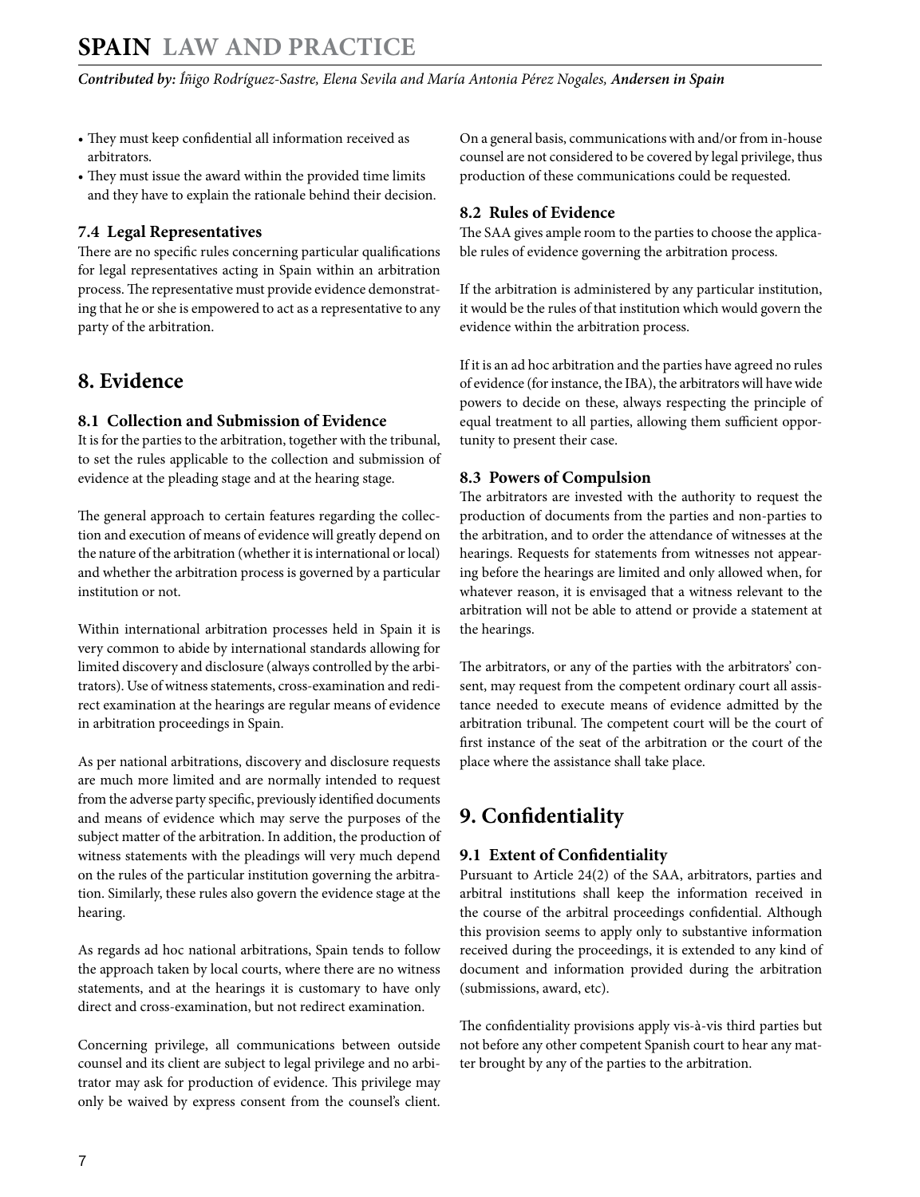- They must keep confidential all information received as arbitrators.
- They must issue the award within the provided time limits and they have to explain the rationale behind their decision.

### 7.4 Legal Representatives

There are no specific rules concerning particular qualifications for legal representatives acting in Spain within an arbitration process. The representative must provide evidence demonstrating that he or she is empowered to act as a representative to any party of the arbitration.

## 8. Evidence

### 8.1 Collection and Submission of Evidence

It is for the parties to the arbitration, together with the tribunal, to set the rules applicable to the collection and submission of evidence at the pleading stage and at the hearing stage.

The general approach to certain features regarding the collection and execution of means of evidence will greatly depend on the nature of the arbitration (whether it is international or local) and whether the arbitration process is governed by a particular institution or not.

Within international arbitration processes held in Spain it is very common to abide by international standards allowing for limited discovery and disclosure (always controlled by the arbitrators). Use of witness statements, cross-examination and redirect examination at the hearings are regular means of evidence in arbitration proceedings in Spain.

As per national arbitrations, discovery and disclosure requests are much more limited and are normally intended to request from the adverse party specific, previously identified documents and means of evidence which may serve the purposes of the subject matter of the arbitration. In addition, the production of witness statements with the pleadings will very much depend on the rules of the particular institution governing the arbitration. Similarly, these rules also govern the evidence stage at the hearing.

As regards ad hoc national arbitrations, Spain tends to follow the approach taken by local courts, where there are no witness statements, and at the hearings it is customary to have only direct and cross-examination, but not redirect examination.

Concerning privilege, all communications between outside counsel and its client are subject to legal privilege and no arbitrator may ask for production of evidence. This privilege may only be waived by express consent from the counsel's client. On a general basis, communications with and/or from in-house counsel are not considered to be covered by legal privilege, thus production of these communications could be requested.

### 8.2 Rules of Evidence

The SAA gives ample room to the parties to choose the applicable rules of evidence governing the arbitration process.

If the arbitration is administered by any particular institution, it would be the rules of that institution which would govern the evidence within the arbitration process.

If it is an ad hoc arbitration and the parties have agreed no rules of evidence (for instance, the IBA), the arbitrators will have wide powers to decide on these, always respecting the principle of equal treatment to all parties, allowing them sufficient opportunity to present their case.

### 8.3 Powers of Compulsion

The arbitrators are invested with the authority to request the production of documents from the parties and non-parties to the arbitration, and to order the attendance of witnesses at the hearings. Requests for statements from witnesses not appearing before the hearings are limited and only allowed when, for whatever reason, it is envisaged that a witness relevant to the arbitration will not be able to attend or provide a statement at the hearings.

The arbitrators, or any of the parties with the arbitrators' consent, may request from the competent ordinary court all assistance needed to execute means of evidence admitted by the arbitration tribunal. The competent court will be the court of first instance of the seat of the arbitration or the court of the place where the assistance shall take place.

## 9. Confidentiality

### 9.1 Extent of Confidentiality

Pursuant to Article 24(2) of the SAA, arbitrators, parties and arbitral institutions shall keep the information received in the course of the arbitral proceedings confidential. Although this provision seems to apply only to substantive information received during the proceedings, it is extended to any kind of document and information provided during the arbitration (submissions, award, etc).

The confidentiality provisions apply vis-à-vis third parties but not before any other competent Spanish court to hear any matter brought by any of the parties to the arbitration.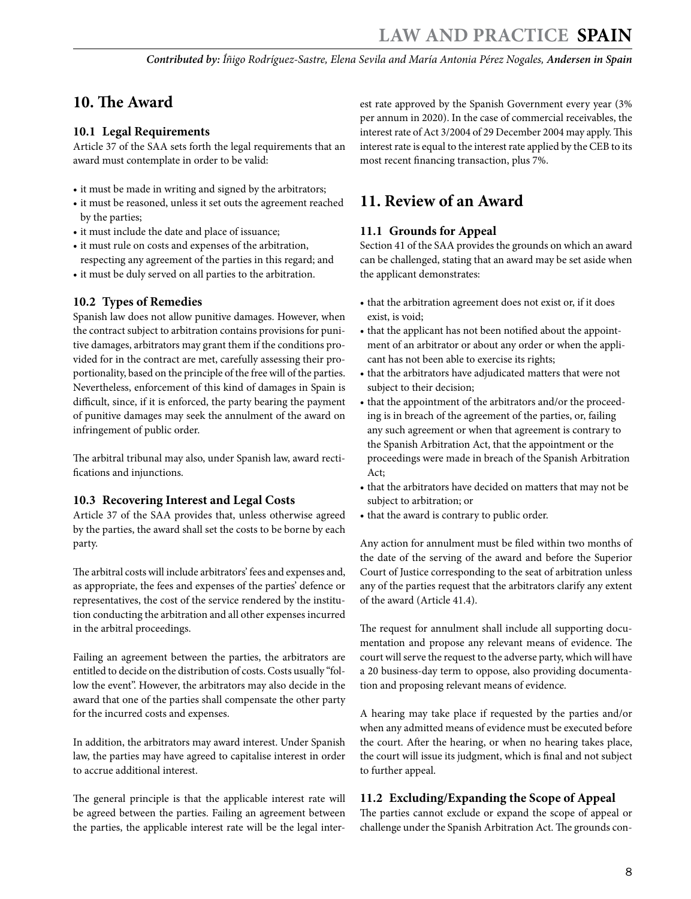## 10. The Award

### 10.1 Legal Requirements

Article 37 of the SAA sets forth the legal requirements that an award must contemplate in order to be valid:

- it must be made in writing and signed by the arbitrators;
- it must be reasoned, unless it set outs the agreement reached by the parties;
- it must include the date and place of issuance;
- it must rule on costs and expenses of the arbitration, respecting any agreement of the parties in this regard; and
- it must be duly served on all parties to the arbitration.

### 10.2 Types of Remedies

Spanish law does not allow punitive damages. However, when the contract subject to arbitration contains provisions for punitive damages, arbitrators may grant them if the conditions provided for in the contract are met, carefully assessing their proportionality, based on the principle of the free will of the parties. Nevertheless, enforcement of this kind of damages in Spain is difficult, since, if it is enforced, the party bearing the payment of punitive damages may seek the annulment of the award on infringement of public order.

The arbitral tribunal may also, under Spanish law, award rectifications and injunctions.

### 10.3 Recovering Interest and Legal Costs

Article 37 of the SAA provides that, unless otherwise agreed by the parties, the award shall set the costs to be borne by each party.

The arbitral costs will include arbitrators' fees and expenses and, as appropriate, the fees and expenses of the parties' defence or representatives, the cost of the service rendered by the institution conducting the arbitration and all other expenses incurred in the arbitral proceedings.

Failing an agreement between the parties, the arbitrators are entitled to decide on the distribution of costs. Costs usually "follow the event". However, the arbitrators may also decide in the award that one of the parties shall compensate the other party for the incurred costs and expenses.

In addition, the arbitrators may award interest. Under Spanish law, the parties may have agreed to capitalise interest in order to accrue additional interest.

The general principle is that the applicable interest rate will be agreed between the parties. Failing an agreement between the parties, the applicable interest rate will be the legal interest rate approved by the Spanish Government every year (3% per annum in 2020). In the case of commercial receivables, the interest rate of Act 3/2004 of 29 December 2004 may apply. This interest rate is equal to the interest rate applied by the CEB to its most recent financing transaction, plus 7%.

## 11. Review of an Award

### 11.1 Grounds for Appeal

Section 41 of the SAA provides the grounds on which an award can be challenged, stating that an award may be set aside when the applicant demonstrates:

- that the arbitration agreement does not exist or, if it does exist, is void;
- that the applicant has not been notified about the appointment of an arbitrator or about any order or when the applicant has not been able to exercise its rights;
- that the arbitrators have adjudicated matters that were not subject to their decision;
- that the appointment of the arbitrators and/or the proceeding is in breach of the agreement of the parties, or, failing any such agreement or when that agreement is contrary to the Spanish Arbitration Act, that the appointment or the proceedings were made in breach of the Spanish Arbitration Act;
- that the arbitrators have decided on matters that may not be subject to arbitration; or
- that the award is contrary to public order.

Any action for annulment must be filed within two months of the date of the serving of the award and before the Superior Court of Justice corresponding to the seat of arbitration unless any of the parties request that the arbitrators clarify any extent of the award (Article 41.4).

The request for annulment shall include all supporting documentation and propose any relevant means of evidence. The court will serve the request to the adverse party, which will have a 20 business-day term to oppose, also providing documentation and proposing relevant means of evidence.

A hearing may take place if requested by the parties and/or when any admitted means of evidence must be executed before the court. After the hearing, or when no hearing takes place, the court will issue its judgment, which is final and not subject to further appeal.

### 11.2 Excluding/Expanding the Scope of Appeal

The parties cannot exclude or expand the scope of appeal or challenge under the Spanish Arbitration Act. The grounds con-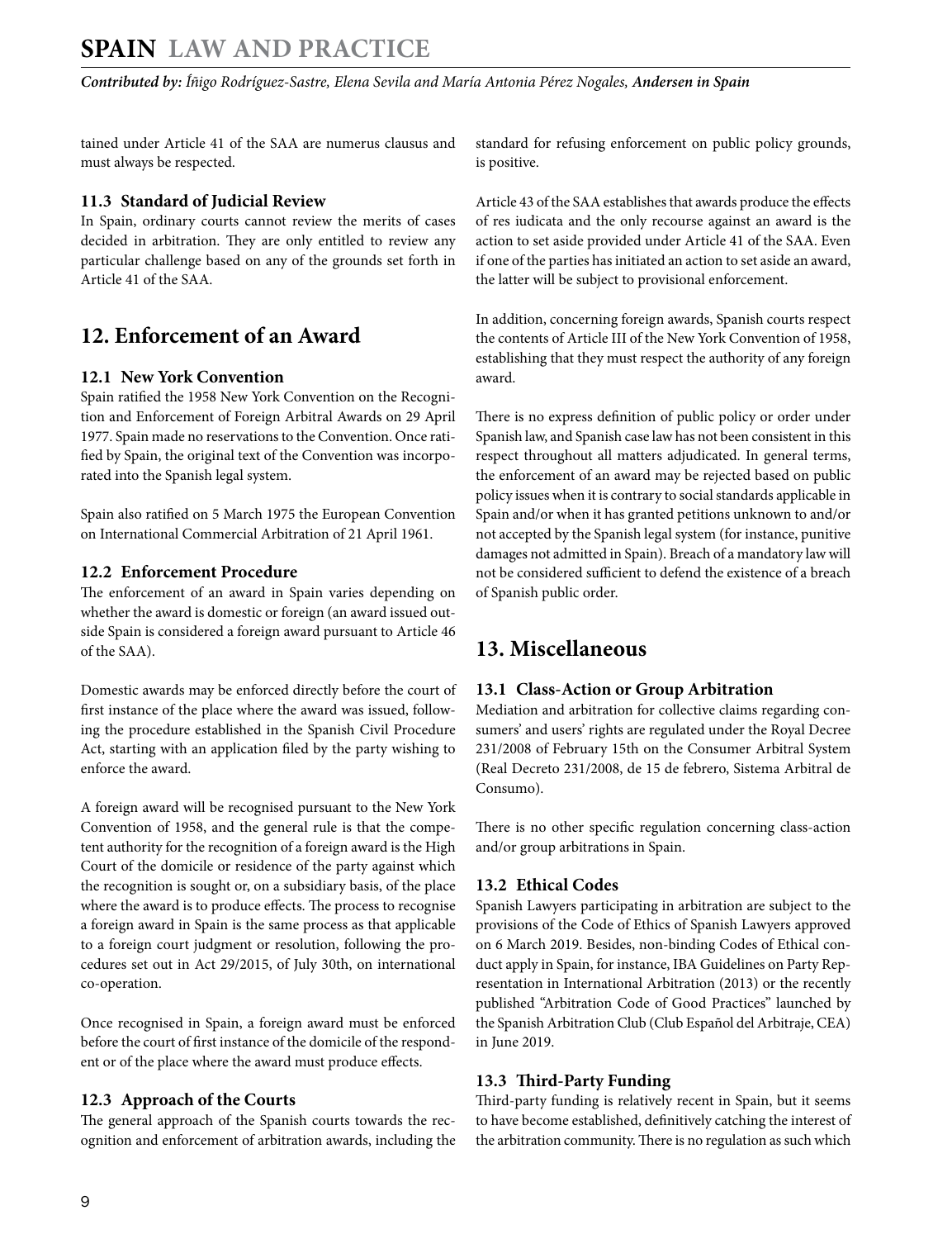tained under Article 41 of the SAA are numerus clausus and must always be respected.

### 11.3 Standard of Judicial Review

In Spain, ordinary courts cannot review the merits of cases decided in arbitration. They are only entitled to review any particular challenge based on any of the grounds set forth in Article 41 of the SAA.

## 12. Enforcement of an Award

### 12.1 New York Convention

Spain ratified the 1958 New York Convention on the Recognition and Enforcement of Foreign Arbitral Awards on 29 April 1977. Spain made no reservations to the Convention. Once ratified by Spain, the original text of the Convention was incorporated into the Spanish legal system.

Spain also ratified on 5 March 1975 the European Convention on International Commercial Arbitration of 21 April 1961.

### 12.2 Enforcement Procedure

The enforcement of an award in Spain varies depending on whether the award is domestic or foreign (an award issued outside Spain is considered a foreign award pursuant to Article 46 of the SAA).

Domestic awards may be enforced directly before the court of first instance of the place where the award was issued, following the procedure established in the Spanish Civil Procedure Act, starting with an application filed by the party wishing to enforce the award.

A foreign award will be recognised pursuant to the New York Convention of 1958, and the general rule is that the competent authority for the recognition of a foreign award is the High Court of the domicile or residence of the party against which the recognition is sought or, on a subsidiary basis, of the place where the award is to produce effects. The process to recognise a foreign award in Spain is the same process as that applicable to a foreign court judgment or resolution, following the procedures set out in Act 29/2015, of July 30th, on international co-operation.

Once recognised in Spain, a foreign award must be enforced before the court of first instance of the domicile of the respondent or of the place where the award must produce effects.

### 12.3 Approach of the Courts

The general approach of the Spanish courts towards the recognition and enforcement of arbitration awards, including the standard for refusing enforcement on public policy grounds, is positive.

Article 43 of the SAA establishes that awards produce the effects of res iudicata and the only recourse against an award is the action to set aside provided under Article 41 of the SAA. Even if one of the parties has initiated an action to set aside an award, the latter will be subject to provisional enforcement.

In addition, concerning foreign awards, Spanish courts respect the contents of Article III of the New York Convention of 1958, establishing that they must respect the authority of any foreign award.

There is no express definition of public policy or order under Spanish law, and Spanish case law has not been consistent in this respect throughout all matters adjudicated. In general terms, the enforcement of an award may be rejected based on public policy issues when it is contrary to social standards applicable in Spain and/or when it has granted petitions unknown to and/or not accepted by the Spanish legal system (for instance, punitive damages not admitted in Spain). Breach of a mandatory law will not be considered sufficient to defend the existence of a breach of Spanish public order.

## 13. Miscellaneous

### 13.1 Class-Action or Group Arbitration

Mediation and arbitration for collective claims regarding consumers' and users' rights are regulated under the Royal Decree 231/2008 of February 15th on the Consumer Arbitral System (Real Decreto 231/2008, de 15 de febrero, Sistema Arbitral de Consumo).

There is no other specific regulation concerning class-action and/or group arbitrations in Spain.

### 13.2 Ethical Codes

Spanish Lawyers participating in arbitration are subject to the provisions of the Code of Ethics of Spanish Lawyers approved on 6 March 2019. Besides, non-binding Codes of Ethical conduct apply in Spain, for instance, IBA Guidelines on Party Representation in International Arbitration (2013) or the recently published "Arbitration Code of Good Practices" launched by the Spanish Arbitration Club (Club Español del Arbitraje, CEA) in June 2019.

### 13.3 Third-Party Funding

Third-party funding is relatively recent in Spain, but it seems to have become established, definitively catching the interest of the arbitration community. There is no regulation as such which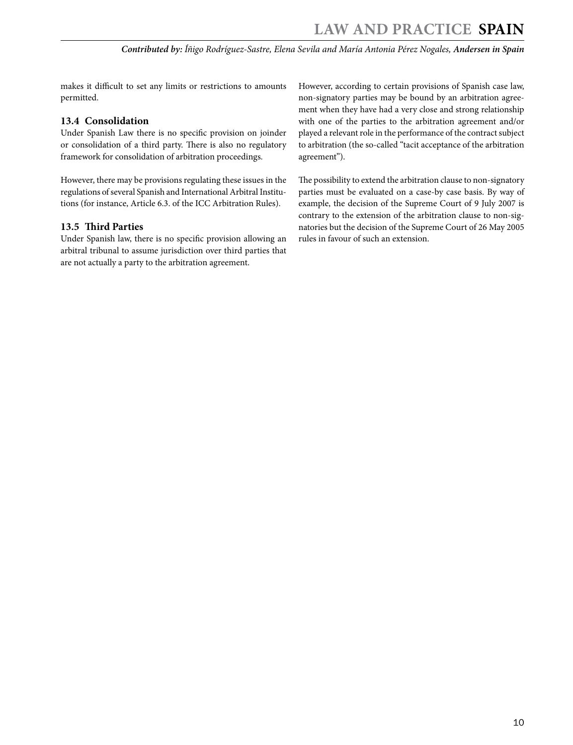makes it difficult to set any limits or restrictions to amounts permitted.

### 13.4 Consolidation

Under Spanish Law there is no specific provision on joinder or consolidation of a third party. There is also no regulatory framework for consolidation of arbitration proceedings.

However, there may be provisions regulating these issues in the regulations of several Spanish and International Arbitral Institutions (for instance, Article 6.3. of the ICC Arbitration Rules).

### 13.5 Third Parties

Under Spanish law, there is no specific provision allowing an arbitral tribunal to assume jurisdiction over third parties that are not actually a party to the arbitration agreement.

However, according to certain provisions of Spanish case law, non-signatory parties may be bound by an arbitration agreement when they have had a very close and strong relationship with one of the parties to the arbitration agreement and/or played a relevant role in the performance of the contract subject to arbitration (the so-called "tacit acceptance of the arbitration agreement").

The possibility to extend the arbitration clause to non-signatory parties must be evaluated on a case-by case basis. By way of example, the decision of the Supreme Court of 9 July 2007 is contrary to the extension of the arbitration clause to non-signatories but the decision of the Supreme Court of 26 May 2005 rules in favour of such an extension.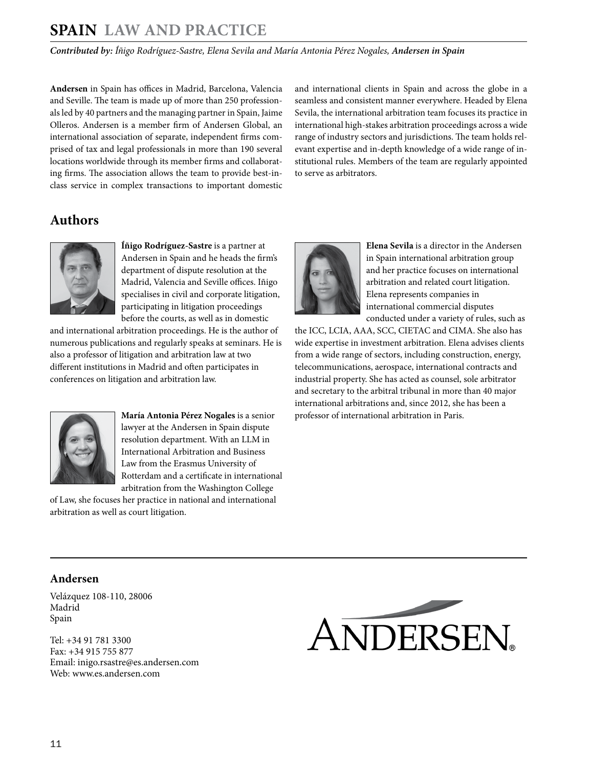**Andersen** in Spain has offices in Madrid, Barcelona, Valencia and Seville. The team is made up of more than 250 professionals led by 40 partners and the managing partner in Spain, Jaime Olleros. Andersen is a member firm of Andersen Global, an international association of separate, independent firms comprised of tax and legal professionals in more than 190 several locations worldwide through its member firms and collaborating firms. The association allows the team to provide best-in-class service in complex transactions to important domestic and international clients in Spain and across the globe in a seamless and consistent manner everywhere. Headed by Elena Sevila, the international arbitration team focuses its practice in international high-stakes arbitration proceedings across a wide range of industry sectors and jurisdictions. The team holds relevant expertise and in-depth knowledge of a wide range of institutional rules. Members of the team are regularly appointed to serve as arbitrators.

## Authors

**Íñigo Rodríguez-Sastre** is a partner at Andersen in Spain and he heads the firm's department of dispute resolution at the Madrid, Valencia and Seville offices. Iñigo specialises in civil and corporate litigation, participating in litigation proceedings before the courts, as well as in domestic and international arbitration proceedings. He is the author of numerous publications and regularly speaks at seminars. He is also a professor of litigation and arbitration law at two different institutions in Madrid and often participates in conferences on litigation and arbitration law.

**María Antonia Pérez Nogales** is a senior lawyer at the Andersen in Spain dispute resolution department. With an LLM in International Arbitration and Business Law from the Erasmus University of Rotterdam and a certificate in international arbitration from the Washington College of Law, she focuses her practice in national and international arbitration as well as court litigation.

**Elena Sevila** is a director in the Andersen in Spain international arbitration group and her practice focuses on international arbitration and related court litigation. Elena represents companies in international commercial disputes conducted under a variety of rules, such as the ICC, LCIA, AAA, SCC, CIETAC and CIMA. She also has wide expertise in investment arbitration. Elena advises clients from a wide range of sectors, including construction, energy, telecommunications, aerospace, international contracts and industrial property. She has acted as counsel, sole arbitrator and secretary to the arbitral tribunal in more than 40 major international arbitrations and, since 2012, she has been a professor of international arbitration in Paris.

### Andersen

Velázquez 108-110, 28006
Madrid
Spain

Tel: +34 91 781 3300
Fax: +34 915 755 877
Email: inigo.rsastre@es.andersen.com
Web: www.es.andersen.com